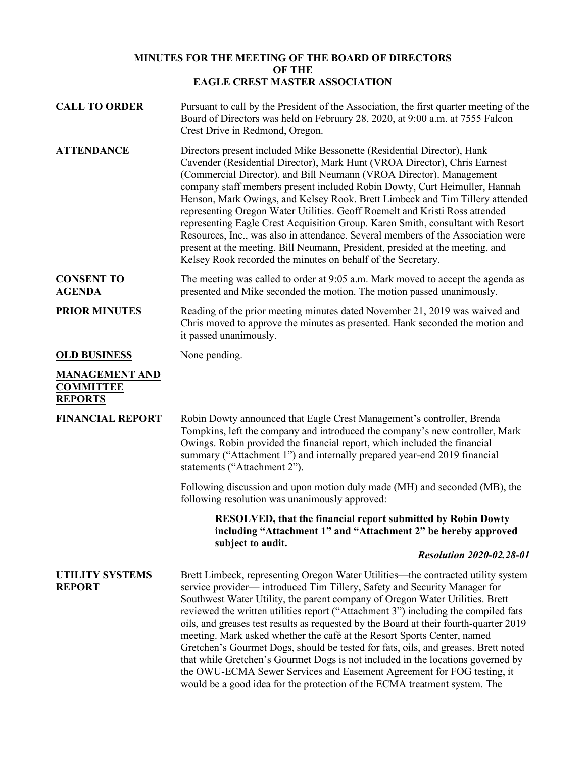# MINUTES FOR THE MEETING OF THE BOARD OF DIRECTORS OF THE EAGLE CREST MASTER ASSOCIATION

**CALL TO ORDER**

Pursuant to call by the President of the Association, the first quarter meeting of the Board of Directors was held on February 28, 2020, at 9:00 a.m. at 7555 Falcon Crest Drive in Redmond, Oregon.

**ATTENDANCE**

Directors present included Mike Bessonette (Residential Director), Hank Cavender (Residential Director), Mark Hunt (VROA Director), Chris Earnest (Commercial Director), and Bill Neumann (VROA Director). Management company staff members present included Robin Dowty, Curt Heimuller, Hannah Henson, Mark Owings, and Kelsey Rook. Brett Limbeck and Tim Tillery attended representing Oregon Water Utilities. Geoff Roemelt and Kristi Ross attended representing Eagle Crest Acquisition Group. Karen Smith, consultant with Resort Resources, Inc., was also in attendance. Several members of the Association were present at the meeting. Bill Neumann, President, presided at the meeting, and Kelsey Rook recorded the minutes on behalf of the Secretary.

**CONSENT TO AGENDA**

The meeting was called to order at 9:05 a.m. Mark moved to accept the agenda as presented and Mike seconded the motion. The motion passed unanimously.

**PRIOR MINUTES**

Reading of the prior meeting minutes dated November 21, 2019 was waived and Chris moved to approve the minutes as presented. Hank seconded the motion and it passed unanimously.

**OLD BUSINESS**

None pending.

**MANAGEMENT AND COMMITTEE REPORTS**

**FINANCIAL REPORT**

Robin Dowty announced that Eagle Crest Management's controller, Brenda Tompkins, left the company and introduced the company's new controller, Mark Owings. Robin provided the financial report, which included the financial summary ("Attachment 1") and internally prepared year-end 2019 financial statements ("Attachment 2").

Following discussion and upon motion duly made (MH) and seconded (MB), the following resolution was unanimously approved:

> **RESOLVED, that the financial report submitted by Robin Dowty including "Attachment 1" and "Attachment 2" be hereby approved subject to audit.**
>
> ***Resolution 2020-02.28-01***

**UTILITY SYSTEMS REPORT**

Brett Limbeck, representing Oregon Water Utilities—the contracted utility system service provider— introduced Tim Tillery, Safety and Security Manager for Southwest Water Utility, the parent company of Oregon Water Utilities. Brett reviewed the written utilities report ("Attachment 3") including the compiled fats oils, and greases test results as requested by the Board at their fourth-quarter 2019 meeting. Mark asked whether the café at the Resort Sports Center, named Gretchen's Gourmet Dogs, should be tested for fats, oils, and greases. Brett noted that while Gretchen's Gourmet Dogs is not included in the locations governed by the OWU-ECMA Sewer Services and Easement Agreement for FOG testing, it would be a good idea for the protection of the ECMA treatment system. The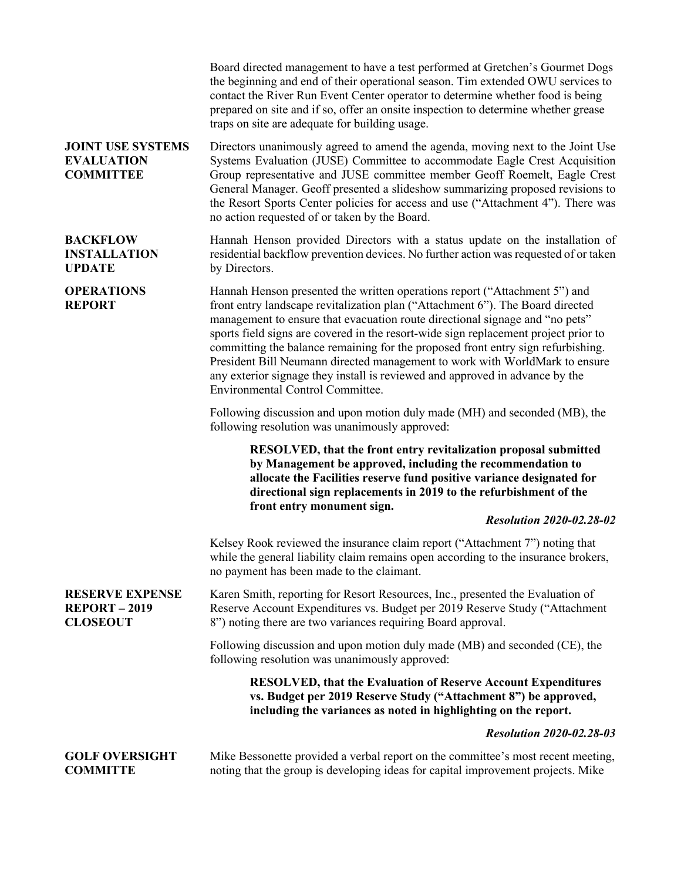Board directed management to have a test performed at Gretchen's Gourmet Dogs the beginning and end of their operational season. Tim extended OWU services to contact the River Run Event Center operator to determine whether food is being prepared on site and if so, offer an onsite inspection to determine whether grease traps on site are adequate for building usage.

**JOINT USE SYSTEMS EVALUATION COMMITTEE**

Directors unanimously agreed to amend the agenda, moving next to the Joint Use Systems Evaluation (JUSE) Committee to accommodate Eagle Crest Acquisition Group representative and JUSE committee member Geoff Roemelt, Eagle Crest General Manager. Geoff presented a slideshow summarizing proposed revisions to the Resort Sports Center policies for access and use ("Attachment 4"). There was no action requested of or taken by the Board.

**BACKFLOW INSTALLATION UPDATE**

Hannah Henson provided Directors with a status update on the installation of residential backflow prevention devices. No further action was requested of or taken by Directors.

**OPERATIONS REPORT**

Hannah Henson presented the written operations report ("Attachment 5") and front entry landscape revitalization plan ("Attachment 6"). The Board directed management to ensure that evacuation route directional signage and "no pets" sports field signs are covered in the resort-wide sign replacement project prior to committing the balance remaining for the proposed front entry sign refurbishing. President Bill Neumann directed management to work with WorldMark to ensure any exterior signage they install is reviewed and approved in advance by the Environmental Control Committee.

Following discussion and upon motion duly made (MH) and seconded (MB), the following resolution was unanimously approved:

> **RESOLVED, that the front entry revitalization proposal submitted by Management be approved, including the recommendation to allocate the Facilities reserve fund positive variance designated for directional sign replacements in 2019 to the refurbishment of the front entry monument sign.**
>
> ***Resolution 2020-02.28-02***

Kelsey Rook reviewed the insurance claim report ("Attachment 7") noting that while the general liability claim remains open according to the insurance brokers, no payment has been made to the claimant.

**RESERVE EXPENSE REPORT – 2019 CLOSEOUT**

Karen Smith, reporting for Resort Resources, Inc., presented the Evaluation of Reserve Account Expenditures vs. Budget per 2019 Reserve Study ("Attachment 8") noting there are two variances requiring Board approval.

Following discussion and upon motion duly made (MB) and seconded (CE), the following resolution was unanimously approved:

> **RESOLVED, that the Evaluation of Reserve Account Expenditures vs. Budget per 2019 Reserve Study ("Attachment 8") be approved, including the variances as noted in highlighting on the report.**
>
> ***Resolution 2020-02.28-03***

**GOLF OVERSIGHT COMMITTE**

Mike Bessonette provided a verbal report on the committee's most recent meeting, noting that the group is developing ideas for capital improvement projects. Mike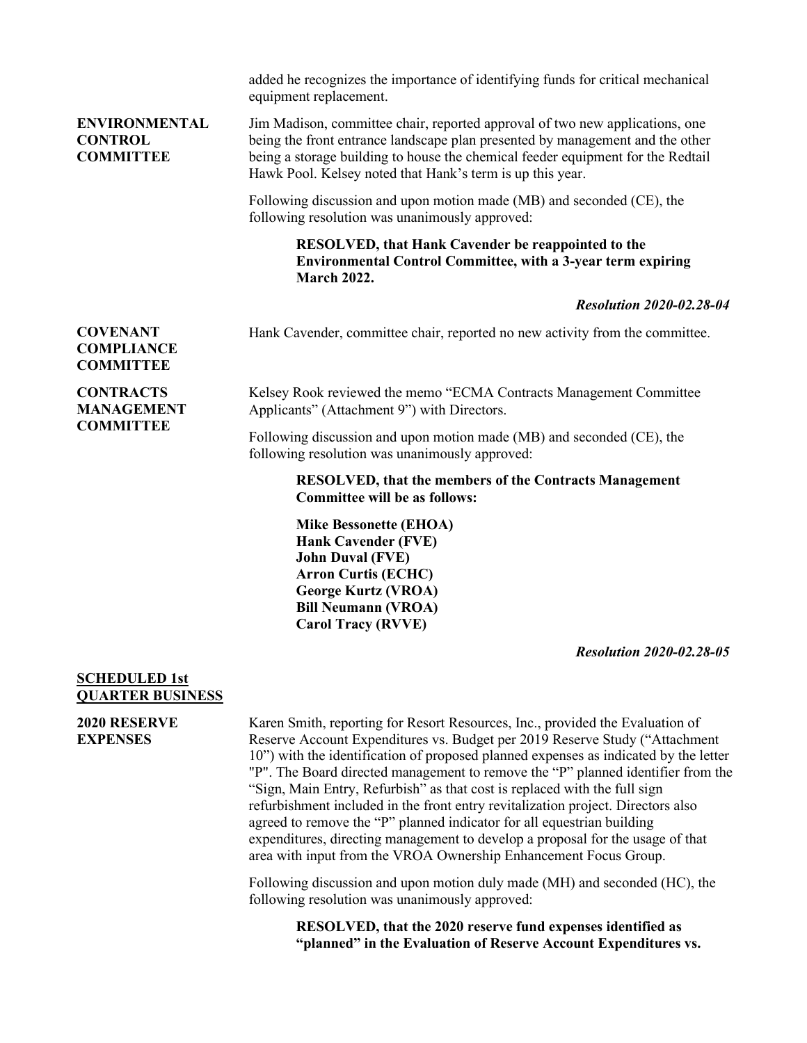added he recognizes the importance of identifying funds for critical mechanical equipment replacement.

**ENVIRONMENTAL CONTROL COMMITTEE**

Jim Madison, committee chair, reported approval of two new applications, one being the front entrance landscape plan presented by management and the other being a storage building to house the chemical feeder equipment for the Redtail Hawk Pool. Kelsey noted that Hank's term is up this year.

Following discussion and upon motion made (MB) and seconded (CE), the following resolution was unanimously approved:

> **RESOLVED, that Hank Cavender be reappointed to the Environmental Control Committee, with a 3-year term expiring March 2022.**

***Resolution 2020-02.28-04***

**COVENANT COMPLIANCE COMMITTEE**

Hank Cavender, committee chair, reported no new activity from the committee.

**CONTRACTS MANAGEMENT COMMITTEE**

Kelsey Rook reviewed the memo "ECMA Contracts Management Committee Applicants" (Attachment 9") with Directors.

Following discussion and upon motion made (MB) and seconded (CE), the following resolution was unanimously approved:

> **RESOLVED, that the members of the Contracts Management Committee will be as follows:**
>
> **Mike Bessonette (EHOA)**
> **Hank Cavender (FVE)**
> **John Duval (FVE)**
> **Arron Curtis (ECHC)**
> **George Kurtz (VROA)**
> **Bill Neumann (VROA)**
> **Carol Tracy (RVVE)**

***Resolution 2020-02.28-05***

## **SCHEDULED 1st QUARTER BUSINESS**

**2020 RESERVE EXPENSES**

Karen Smith, reporting for Resort Resources, Inc., provided the Evaluation of Reserve Account Expenditures vs. Budget per 2019 Reserve Study ("Attachment 10") with the identification of proposed planned expenses as indicated by the letter "P". The Board directed management to remove the "P" planned identifier from the "Sign, Main Entry, Refurbish" as that cost is replaced with the full sign refurbishment included in the front entry revitalization project. Directors also agreed to remove the "P" planned indicator for all equestrian building expenditures, directing management to develop a proposal for the usage of that area with input from the VROA Ownership Enhancement Focus Group.

Following discussion and upon motion duly made (MH) and seconded (HC), the following resolution was unanimously approved:

> **RESOLVED, that the 2020 reserve fund expenses identified as "planned" in the Evaluation of Reserve Account Expenditures vs.**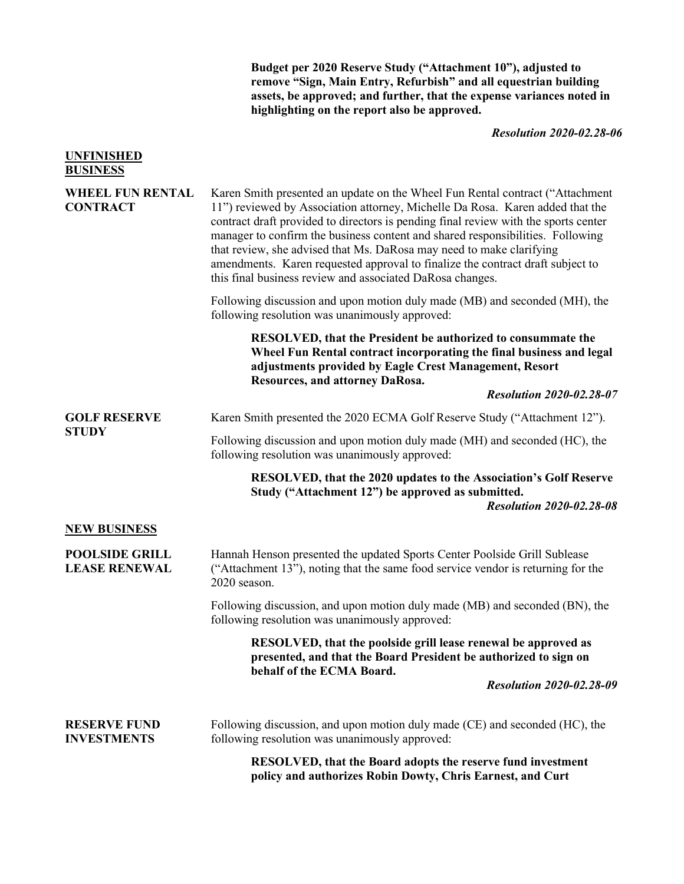**Budget per 2020 Reserve Study ("Attachment 10"), adjusted to remove "Sign, Main Entry, Refurbish" and all equestrian building assets, be approved; and further, that the expense variances noted in highlighting on the report also be approved.**

***Resolution 2020-02.28-06***

## UNFINISHED BUSINESS

**WHEEL FUN RENTAL CONTRACT**

Karen Smith presented an update on the Wheel Fun Rental contract ("Attachment 11") reviewed by Association attorney, Michelle Da Rosa. Karen added that the contract draft provided to directors is pending final review with the sports center manager to confirm the business content and shared responsibilities. Following that review, she advised that Ms. DaRosa may need to make clarifying amendments. Karen requested approval to finalize the contract draft subject to this final business review and associated DaRosa changes.

Following discussion and upon motion duly made (MB) and seconded (MH), the following resolution was unanimously approved:

**RESOLVED, that the President be authorized to consummate the Wheel Fun Rental contract incorporating the final business and legal adjustments provided by Eagle Crest Management, Resort Resources, and attorney DaRosa.**

***Resolution 2020-02.28-07***

**GOLF RESERVE STUDY**

Karen Smith presented the 2020 ECMA Golf Reserve Study ("Attachment 12").

Following discussion and upon motion duly made (MH) and seconded (HC), the following resolution was unanimously approved:

**RESOLVED, that the 2020 updates to the Association's Golf Reserve Study ("Attachment 12") be approved as submitted.**

***Resolution 2020-02.28-08***

## NEW BUSINESS

**POOLSIDE GRILL LEASE RENEWAL**

Hannah Henson presented the updated Sports Center Poolside Grill Sublease ("Attachment 13"), noting that the same food service vendor is returning for the 2020 season.

Following discussion, and upon motion duly made (MB) and seconded (BN), the following resolution was unanimously approved:

**RESOLVED, that the poolside grill lease renewal be approved as presented, and that the Board President be authorized to sign on behalf of the ECMA Board.**

***Resolution 2020-02.28-09***

**RESERVE FUND INVESTMENTS**

Following discussion, and upon motion duly made (CE) and seconded (HC), the following resolution was unanimously approved:

**RESOLVED, that the Board adopts the reserve fund investment policy and authorizes Robin Dowty, Chris Earnest, and Curt**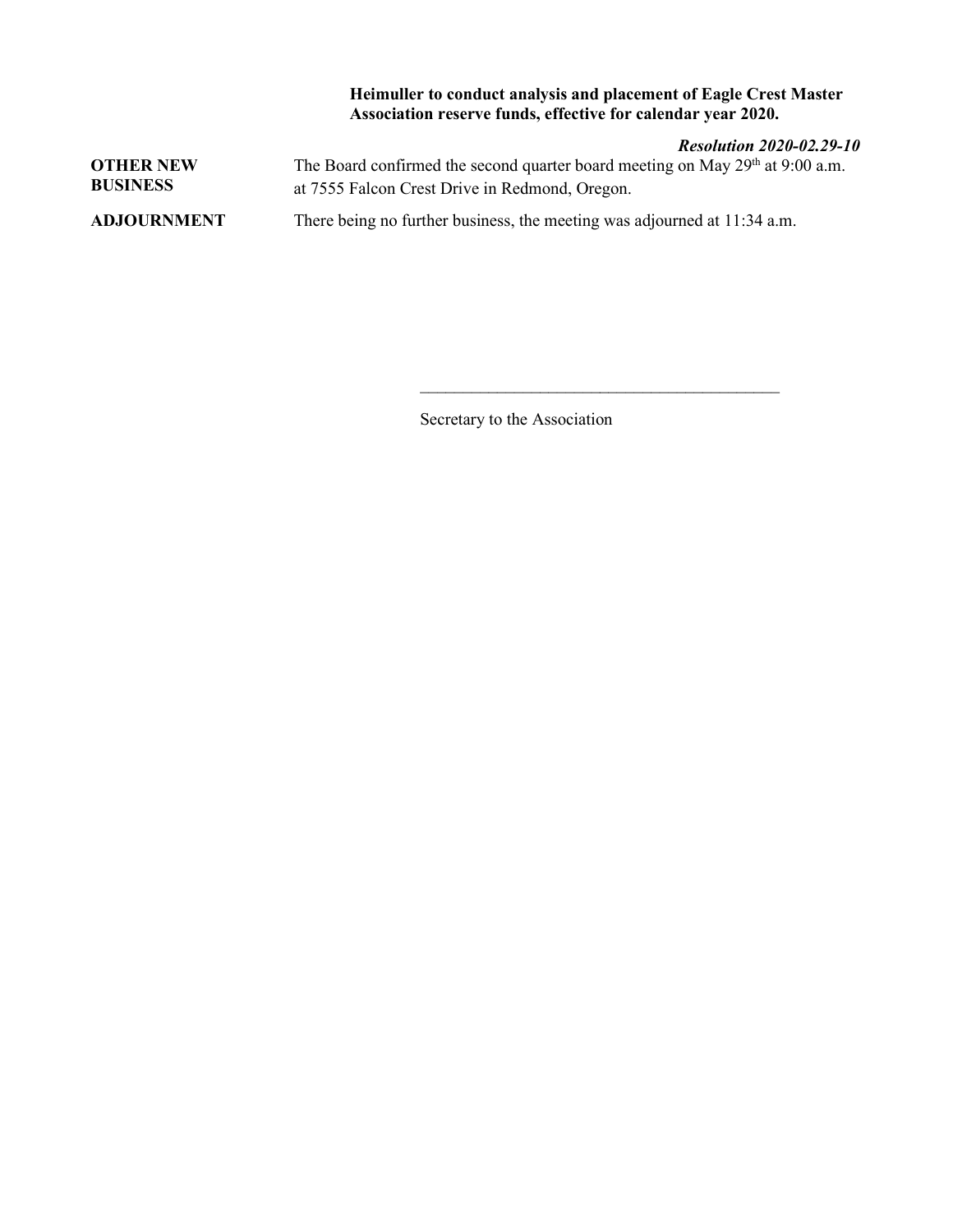**Heimuller to conduct analysis and placement of Eagle Crest Master Association reserve funds, effective for calendar year 2020.**

***Resolution 2020-02.29-10***

**OTHER NEW BUSINESS** The Board confirmed the second quarter board meeting on May 29th at 9:00 a.m. at 7555 Falcon Crest Drive in Redmond, Oregon.

**ADJOURNMENT** There being no further business, the meeting was adjourned at 11:34 a.m.

\_\_\_\_\_\_\_\_\_\_\_\_\_\_\_\_\_\_\_\_\_\_\_\_\_\_\_\_\_\_\_\_\_\_\_\_\_\_\_\_\_\_\_\_

Secretary to the Association